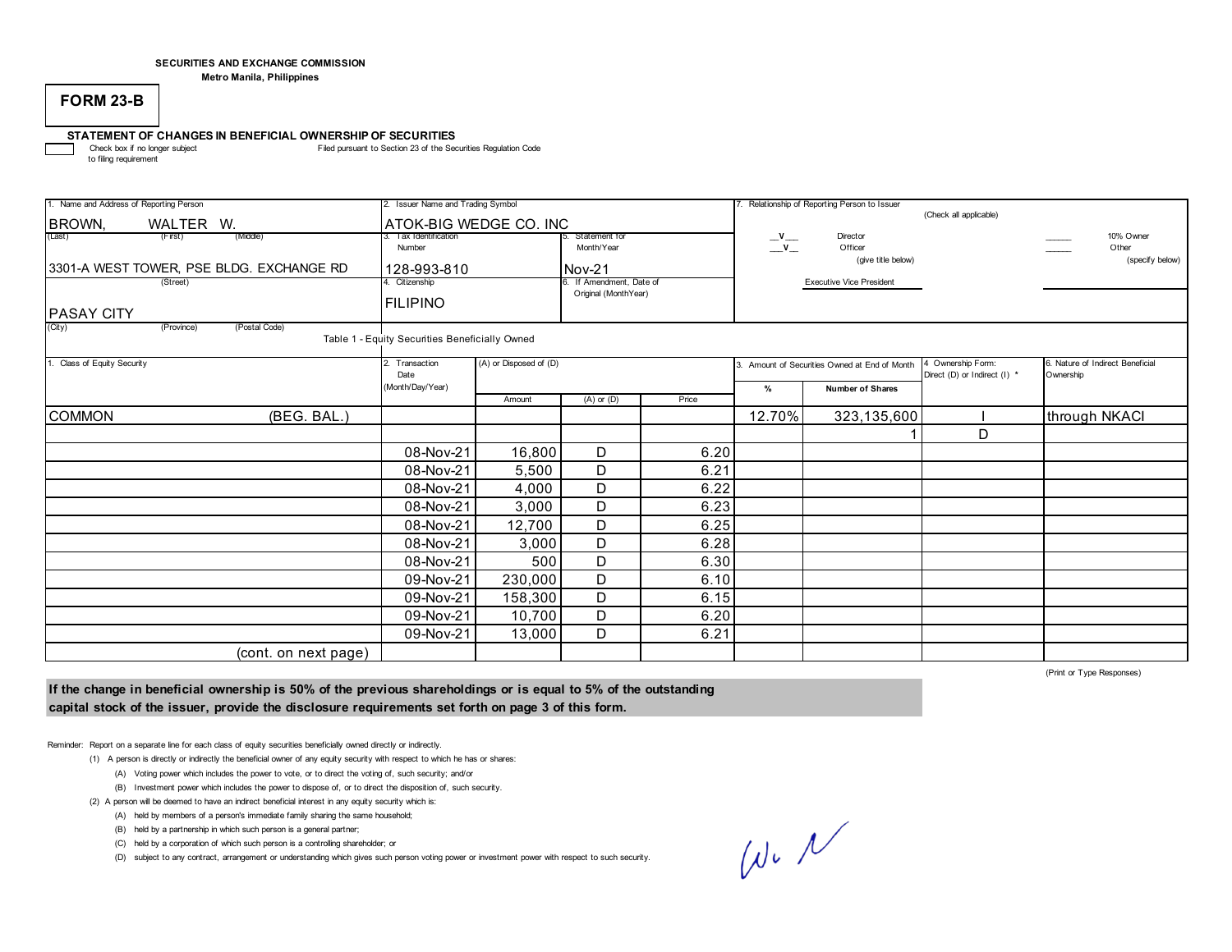SECURITIES AND EXCHANGE COMMISSION
Metro Manila, Philippines

# FORM 23-B

## STATEMENT OF CHANGES IN BENEFICIAL OWNERSHIP OF SECURITIES

☐ Check box if no longer subject to filing requirement

Filed pursuant to Section 23 of the Securities Regulation Code

| 1. Name and Address of Reporting Person | 2. Issuer Name and Trading Symbol | | 7. Relationship of Reporting Person to Issuer (Check all applicable) |
|---|---|---|---|
| BROWN, WALTER W. (Last) (First) (Middle) | ATOK-BIG WEDGE CO. INC | | __V__ Director; __V__ Officer (give title below); ______ 10% Owner; ______ Other (specify below) |
| 3301-A WEST TOWER, PSE BLDG. EXCHANGE RD (Street) | 3. Tax Identification Number: 128-993-810 | 5. Statement for Month/Year: Nov-21 | Executive Vice President |
| PASAY CITY (City) (Province) (Postal Code) | 4. Citizenship: FILIPINO | 6. If Amendment, Date of Original (MonthYear) | |

Table 1 - Equity Securities Beneficially Owned

| 1. Class of Equity Security | 2. Transaction Date (Month/Day/Year) | (A) or Disposed of (D) Amount | (A) or (D) | Price | 3. Amount of Securities Owned at End of Month % | Number of Shares | 4 Ownership Form: Direct (D) or Indirect (I) * | 6. Nature of Indirect Beneficial Ownership |
|---|---|---|---|---|---|---|---|---|
| COMMON (BEG. BAL.) | | | | | 12.70% | 323,135,600 | I | through NKACI |
| | | | | | | 1 | D | |
| | 08-Nov-21 | 16,800 | D | 6.20 | | | | |
| | 08-Nov-21 | 5,500 | D | 6.21 | | | | |
| | 08-Nov-21 | 4,000 | D | 6.22 | | | | |
| | 08-Nov-21 | 3,000 | D | 6.23 | | | | |
| | 08-Nov-21 | 12,700 | D | 6.25 | | | | |
| | 08-Nov-21 | 3,000 | D | 6.28 | | | | |
| | 08-Nov-21 | 500 | D | 6.30 | | | | |
| | 09-Nov-21 | 230,000 | D | 6.10 | | | | |
| | 09-Nov-21 | 158,300 | D | 6.15 | | | | |
| | 09-Nov-21 | 10,700 | D | 6.20 | | | | |
| | 09-Nov-21 | 13,000 | D | 6.21 | | | | |
| (cont. on next page) | | | | | | | | |

(Print or Type Responses)

**If the change in beneficial ownership is 50% of the previous shareholdings or is equal to 5% of the outstanding capital stock of the issuer, provide the disclosure requirements set forth on page 3 of this form.**

Reminder: Report on a separate line for each class of equity securities beneficially owned directly or indirectly.

(1) A person is directly or indirectly the beneficial owner of any equity security with respect to which he has or shares:

(A) Voting power which includes the power to vote, or to direct the voting of, such security; and/or

(B) Investment power which includes the power to dispose of, or to direct the disposition of, such security.

(2) A person will be deemed to have an indirect beneficial interest in any equity security which is:

(A) held by members of a person's immediate family sharing the same household;

(B) held by a partnership in which such person is a general partner;

(C) held by a corporation of which such person is a controlling shareholder; or

(D) subject to any contract, arrangement or understanding which gives such person voting power or investment power with respect to such security.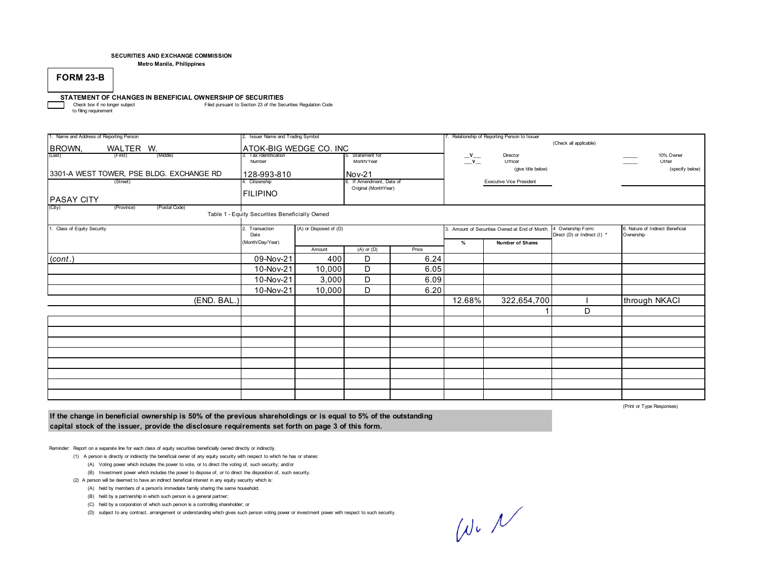SECURITIES AND EXCHANGE COMMISSION
Metro Manila, Philippines

# FORM 23-B

## STATEMENT OF CHANGES IN BENEFICIAL OWNERSHIP OF SECURITIES

☐ Check box if no longer subject to filing requirement

Filed pursuant to Section 23 of the Securities Regulation Code

| 1. Name and Address of Reporting Person | 2. Issuer Name and Trading Symbol | | 7. Relationship of Reporting Person to Issuer (Check all applicable) |
|---|---|---|---|
| BROWN, WALTER W. (Last) (First) (Middle) | ATOK-BIG WEDGE CO. INC | | \_\_V\_\_ Director; \_\_V\_\_ Officer (give title below); \_\_\_\_\_ 10% Owner; \_\_\_\_\_ Other (specify below) |
| 3301-A WEST TOWER, PSE BLDG. EXCHANGE RD (Street) | 3. Tax Identification Number: 128-993-810 | 5. Statement for Month/Year: Nov-21 | Executive Vice President |
| PASAY CITY (City) (Province) (Postal Code) | 4. Citizenship: FILIPINO | 6. If Amendment, Date of Original (MonthYear) | |

Table 1 - Equity Securities Beneficially Owned

| 1. Class of Equity Security | 2. Transaction Date (Month/Day/Year) | (A) or Disposed of (D) Amount | (A) or (D) | Price | 3. Amount of Securities Owned at End of Month % | Number of Shares | 4 Ownership Form: Direct (D) or Indirect (I) * | 6. Nature of Indirect Beneficial Ownership |
|---|---|---|---|---|---|---|---|---|
| *(cont.)* | 09-Nov-21 | 400 | D | 6.24 | | | | |
| | 10-Nov-21 | 10,000 | D | 6.05 | | | | |
| | 10-Nov-21 | 3,000 | D | 6.09 | | | | |
| | 10-Nov-21 | 10,000 | D | 6.20 | | | | |
| (END. BAL.) | | | | | 12.68% | 322,654,700 | I | through NKACI |
| | | | | | | 1 | D | |

(Print or Type Responses)

**If the change in beneficial ownership is 50% of the previous shareholdings or is equal to 5% of the outstanding capital stock of the issuer, provide the disclosure requirements set forth on page 3 of this form.**

Reminder: Report on a separate line for each class of equity securities beneficially owned directly or indirectly.

(1) A person is directly or indirectly the beneficial owner of any equity security with respect to which he has or shares:
- (A) Voting power which includes the power to vote, or to direct the voting of, such security; and/or
- (B) Investment power which includes the power to dispose of, or to direct the disposition of, such security.

(2) A person will be deemed to have an indirect beneficial interest in any equity security which is:
- (A) held by members of a person's immediate family sharing the same household;
- (B) held by a partnership in which such person is a general partner;
- (C) held by a corporation of which such person is a controlling shareholder; or
- (D) subject to any contract, arrangement or understanding which gives such person voting power or investment power with respect to such security.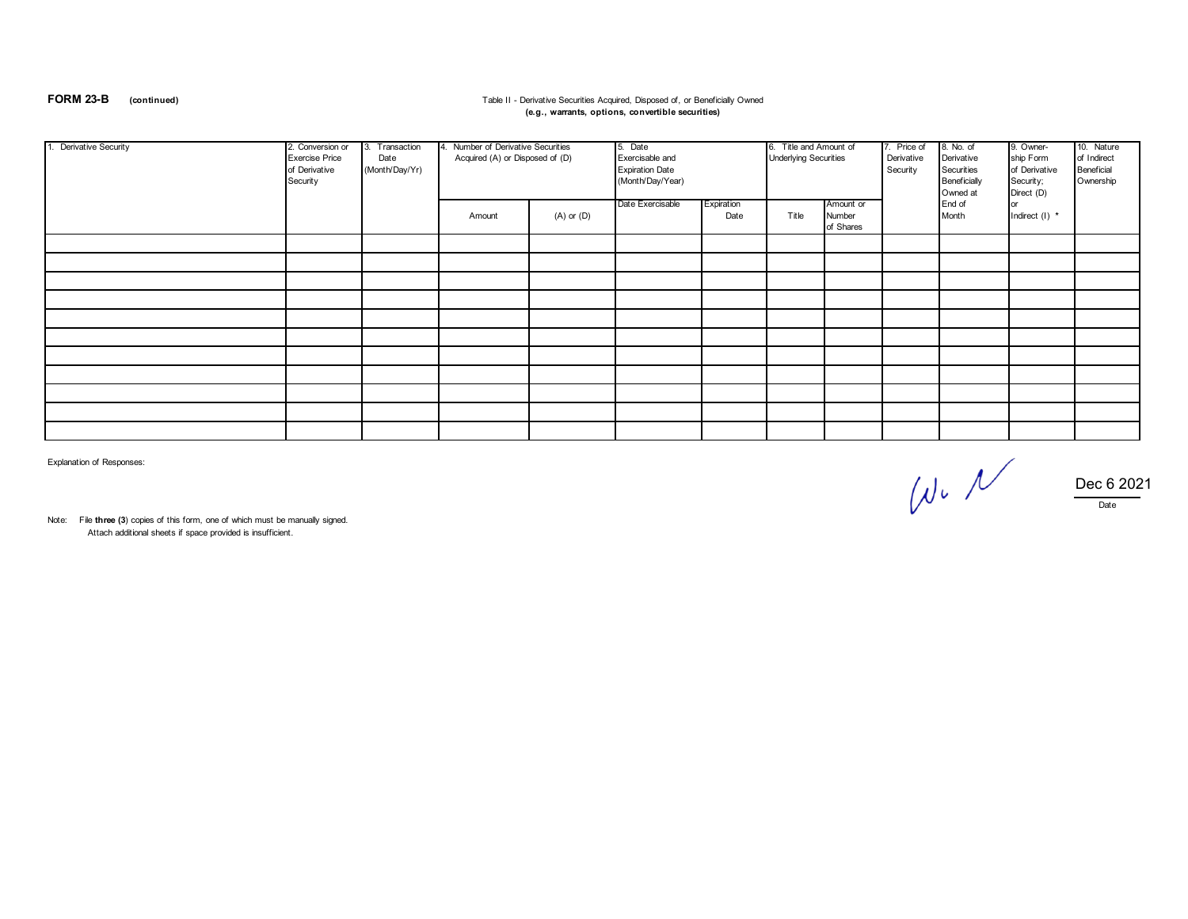**FORM 23-B** (continued)

Table II - Derivative Securities Acquired, Disposed of, or Beneficially Owned
**(e.g., warrants, options, convertible securities)**

| 1. Derivative Security | 2. Conversion or Exercise Price of Derivative Security | 3. Transaction Date (Month/Day/Yr) | 4. Number of Derivative Securities Acquired (A) or Disposed of (D) | | 5. Date Exercisable and Expiration Date (Month/Day/Year) | | 6. Title and Amount of Underlying Securities | | 7. Price of Derivative Security | 8. No. of Derivative Securities Beneficially Owned at End of Month | 9. Owner-ship Form of Derivative Security; Direct (D) or Indirect (I) * | 10. Nature of Indirect Beneficial Ownership |
|---|---|---|---|---|---|---|---|---|---|---|---|---|
| | | | Amount | (A) or (D) | Date Exercisable | Expiration Date | Title | Amount or Number of Shares | | | | |
| | | | | | | | | | | | | |
| | | | | | | | | | | | | |
| | | | | | | | | | | | | |
| | | | | | | | | | | | | |
| | | | | | | | | | | | | |
| | | | | | | | | | | | | |
| | | | | | | | | | | | | |
| | | | | | | | | | | | | |
| | | | | | | | | | | | | |
| | | | | | | | | | | | | |
| | | | | | | | | | | | | |

Explanation of Responses:

Dec 6 2021
Date

Note: File **three (3)** copies of this form, one of which must be manually signed.
Attach additional sheets if space provided is insufficient.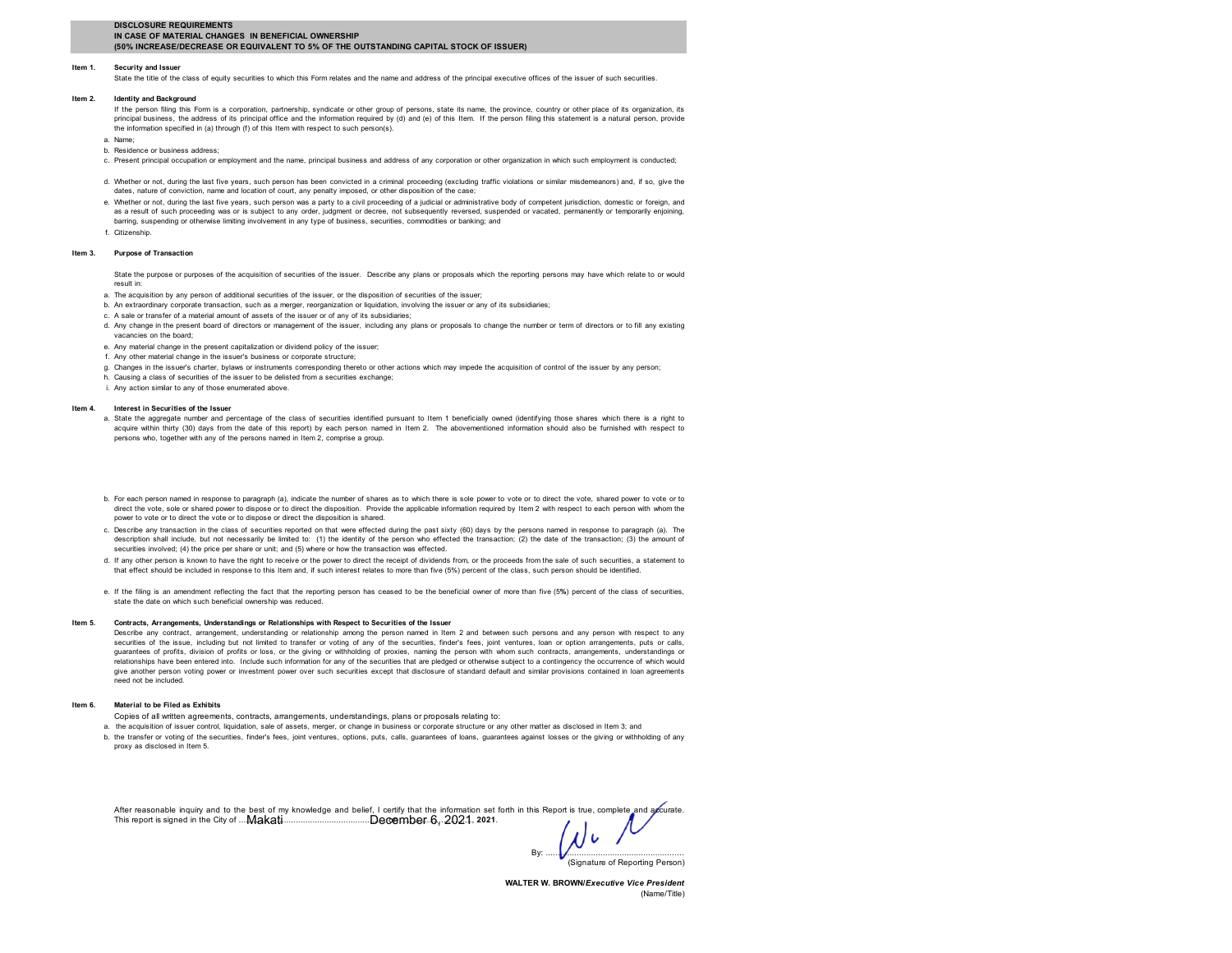**DISCLOSURE REQUIREMENTS**
**IN CASE OF MATERIAL CHANGES IN BENEFICIAL OWNERSHIP**
**(50% INCREASE/DECREASE OR EQUIVALENT TO 5% OF THE OUTSTANDING CAPITAL STOCK OF ISSUER)**

**Item 1. Security and Issuer**

State the title of the class of equity securities to which this Form relates and the name and address of the principal executive offices of the issuer of such securities.

**Item 2. Identity and Background**

If the person filing this Form is a corporation, partnership, syndicate or other group of persons, state its name, the province, country or other place of its organization, its principal business, the address of its principal office and the information required by (d) and (e) of this Item. If the person filing this statement is a natural person, provide the information specified in (a) through (f) of this Item with respect to such person(s).

a. Name;
b. Residence or business address;
c. Present principal occupation or employment and the name, principal business and address of any corporation or other organization in which such employment is conducted;
d. Whether or not, during the last five years, such person has been convicted in a criminal proceeding (excluding traffic violations or similar misdemeanors) and, if so, give the dates, nature of conviction, name and location of court, any penalty imposed, or other disposition of the case;
e. Whether or not, during the last five years, such person was a party to a civil proceeding of a judicial or administrative body of competent jurisdiction, domestic or foreign, and as a result of such proceeding was or is subject to any order, judgment or decree, not subsequently reversed, suspended or vacated, permanently or temporarily enjoining, barring, suspending or otherwise limiting involvement in any type of business, securities, commodities or banking; and
f. Citizenship.

**Item 3. Purpose of Transaction**

State the purpose or purposes of the acquisition of securities of the issuer. Describe any plans or proposals which the reporting persons may have which relate to or would result in:

a. The acquisition by any person of additional securities of the issuer, or the disposition of securities of the issuer;
b. An extraordinary corporate transaction, such as a merger, reorganization or liquidation, involving the issuer or any of its subsidiaries;
c. A sale or transfer of a material amount of assets of the issuer or of any of its subsidiaries;
d. Any change in the present board of directors or management of the issuer, including any plans or proposals to change the number or term of directors or to fill any existing vacancies on the board;
e. Any material change in the present capitalization or dividend policy of the issuer;
f. Any other material change in the issuer's business or corporate structure;
g. Changes in the issuer's charter, bylaws or instruments corresponding thereto or other actions which may impede the acquisition of control of the issuer by any person;
h. Causing a class of securities of the issuer to be delisted from a securities exchange;
i. Any action similar to any of those enumerated above.

**Item 4. Interest in Securities of the Issuer**

a. State the aggregate number and percentage of the class of securities identified pursuant to Item 1 beneficially owned (identifying those shares which there is a right to acquire within thirty (30) days from the date of this report) by each person named in Item 2. The abovementioned information should also be furnished with respect to persons who, together with any of the persons named in Item 2, comprise a group.

b. For each person named in response to paragraph (a), indicate the number of shares as to which there is sole power to vote or to direct the vote, shared power to vote or to direct the vote, sole or shared power to dispose or to direct the disposition. Provide the applicable information required by Item 2 with respect to each person with whom the power to vote or to direct the vote or to dispose or direct the disposition is shared.
c. Describe any transaction in the class of securities reported on that were effected during the past sixty (60) days by the persons named in response to paragraph (a). The description shall include, but not necessarily be limited to: (1) the identity of the person who effected the transaction; (2) the date of the transaction; (3) the amount of securities involved; (4) the price per share or unit; and (5) where or how the transaction was effected.
d. If any other person is known to have the right to receive or the power to direct the receipt of dividends from, or the proceeds from the sale of such securities, a statement to that effect should be included in response to this Item and, if such interest relates to more than five (5%) percent of the class, such person should be identified.
e. If the filing is an amendment reflecting the fact that the reporting person has ceased to be the beneficial owner of more than five (5%) percent of the class of securities, state the date on which such beneficial ownership was reduced.

**Item 5. Contracts, Arrangements, Understandings or Relationships with Respect to Securities of the Issuer**

Describe any contract, arrangement, understanding or relationship among the person named in Item 2 and between such persons and any person with respect to any securities of the issue, including but not limited to transfer or voting of any of the securities, finder's fees, joint ventures, loan or option arrangements, puts or calls, guarantees of profits, division of profits or loss, or the giving or withholding of proxies, naming the person with whom such contracts, arrangements, understandings or relationships have been entered into. Include such information for any of the securities that are pledged or otherwise subject to a contingency the occurrence of which would give another person voting power or investment power over such securities except that disclosure of standard default and similar provisions contained in loan agreements need not be included.

**Item 6. Material to be Filed as Exhibits**

Copies of all written agreements, contracts, arrangements, understandings, plans or proposals relating to:

a. the acquisition of issuer control, liquidation, sale of assets, merger, or change in business or corporate structure or any other matter as disclosed in Item 3; and
b. the transfer or voting of the securities, finder's fees, joint ventures, options, puts, calls, guarantees of loans, guarantees against losses or the giving or withholding of any proxy as disclosed in Item 5.

After reasonable inquiry and to the best of my knowledge and belief, I certify that the information set forth in this Report is true, complete and accurate. This report is signed in the City of ...Makati.................................December 6, 2021.

By: ..........................................................
(Signature of Reporting Person)

**WALTER W. BROWN/*Executive Vice President***
(Name/Title)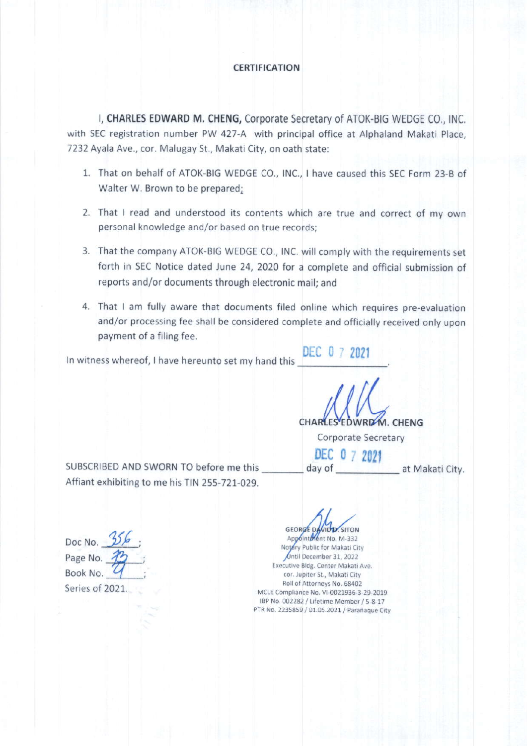**CERTIFICATION**

I, **CHARLES EDWARD M. CHENG,** Corporate Secretary of ATOK-BIG WEDGE CO., INC. with SEC registration number PW 427-A with principal office at Alphaland Makati Place, 7232 Ayala Ave., cor. Malugay St., Makati City, on oath state:

1. That on behalf of ATOK-BIG WEDGE CO., INC., I have caused this SEC Form 23-B of Walter W. Brown to be prepared;
2. That I read and understood its contents which are true and correct of my own personal knowledge and/or based on true records;
3. That the company ATOK-BIG WEDGE CO., INC. will comply with the requirements set forth in SEC Notice dated June 24, 2020 for a complete and official submission of reports and/or documents through electronic mail; and
4. That I am fully aware that documents filed online which requires pre-evaluation and/or processing fee shall be considered complete and officially received only upon payment of a filing fee.

In witness whereof, I have hereunto set my hand this DEC 07 2021.

CHARLES EDWARD M. CHENG
Corporate Secretary

SUBSCRIBED AND SWORN TO before me this DEC 07 2021 day of ____________ at Makati City. Affiant exhibiting to me his TIN 255-721-029.

Doc No. 356;
Page No. 73;
Book No. 4;
Series of 2021.

GEORGE DAVID D. SITON
Appointment No. M-332
Notary Public for Makati City
Until December 31, 2022
Executive Bldg. Center Makati Ave.
cor. Jupiter St., Makati City
Roll of Attorneys No. 68402
MCLE Compliance No. VI-0021936-3-29-2019
IBP No. 002282 / Lifetime Member / 5-8-17
PTR No. 2235859 / 01.05.2021 / Parañaque City